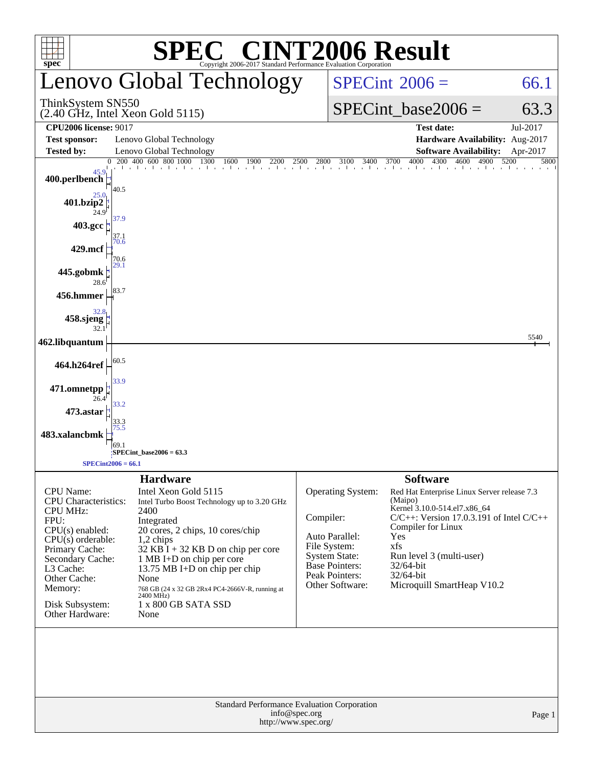# SPEC® CINT2006 Result

Copyright 2006-2017 Standard Performance Evaluation Corporation

## Lenovo Global Technology

ThinkSystem SN550
(2.40 GHz, Intel Xeon Gold 5115)

SPECint 2006 = 66.1

SPECint_base2006 = 63.3

| | | | |
|---|---|---|---|
| **CPU2006 license:** 9017 | | **Test date:** | Jul-2017 |
| **Test sponsor:** | Lenovo Global Technology | **Hardware Availability:** | Aug-2017 |
| **Tested by:** | Lenovo Global Technology | **Software Availability:** | Apr-2017 |

| Benchmark | Peak | Base |
|---|---|---|
| 400.perlbench | 45.9 | 40.5 |
| 401.bzip2 | 25.0 | 24.9 |
| 403.gcc | 37.9 | 37.1 |
| 429.mcf | 70.6 | 70.6 |
| 445.gobmk | 29.1 | 28.6 |
| 456.hmmer | 83.7 | 83.7 |
| 458.sjeng | 32.8 | 32.1 |
| 462.libquantum | 5540 | 5540 |
| 464.h264ref | 60.5 | 60.5 |
| 471.omnetpp | 33.9 | 26.4 |
| 473.astar | 33.2 | 33.3 |
| 483.xalancbmk | 75.5 | 69.1 |

SPECint_base2006 = 63.3

SPECint2006 = 66.1

### Hardware

| | |
|---|---|
| CPU Name: | Intel Xeon Gold 5115 |
| CPU Characteristics: | Intel Turbo Boost Technology up to 3.20 GHz |
| CPU MHz: | 2400 |
| FPU: | Integrated |
| CPU(s) enabled: | 20 cores, 2 chips, 10 cores/chip |
| CPU(s) orderable: | 1,2 chips |
| Primary Cache: | 32 KB I + 32 KB D on chip per core |
| Secondary Cache: | 1 MB I+D on chip per core |
| L3 Cache: | 13.75 MB I+D on chip per chip |
| Other Cache: | None |
| Memory: | 768 GB (24 x 32 GB 2Rx4 PC4-2666V-R, running at 2400 MHz) |
| Disk Subsystem: | 1 x 800 GB SATA SSD |
| Other Hardware: | None |

### Software

| | |
|---|---|
| Operating System: | Red Hat Enterprise Linux Server release 7.3 (Maipo) Kernel 3.10.0-514.el7.x86_64 |
| Compiler: | C/C++: Version 17.0.3.191 of Intel C/C++ Compiler for Linux |
| Auto Parallel: | Yes |
| File System: | xfs |
| System State: | Run level 3 (multi-user) |
| Base Pointers: | 32/64-bit |
| Peak Pointers: | 32/64-bit |
| Other Software: | Microquill SmartHeap V10.2 |

Standard Performance Evaluation Corporation
info@spec.org
http://www.spec.org/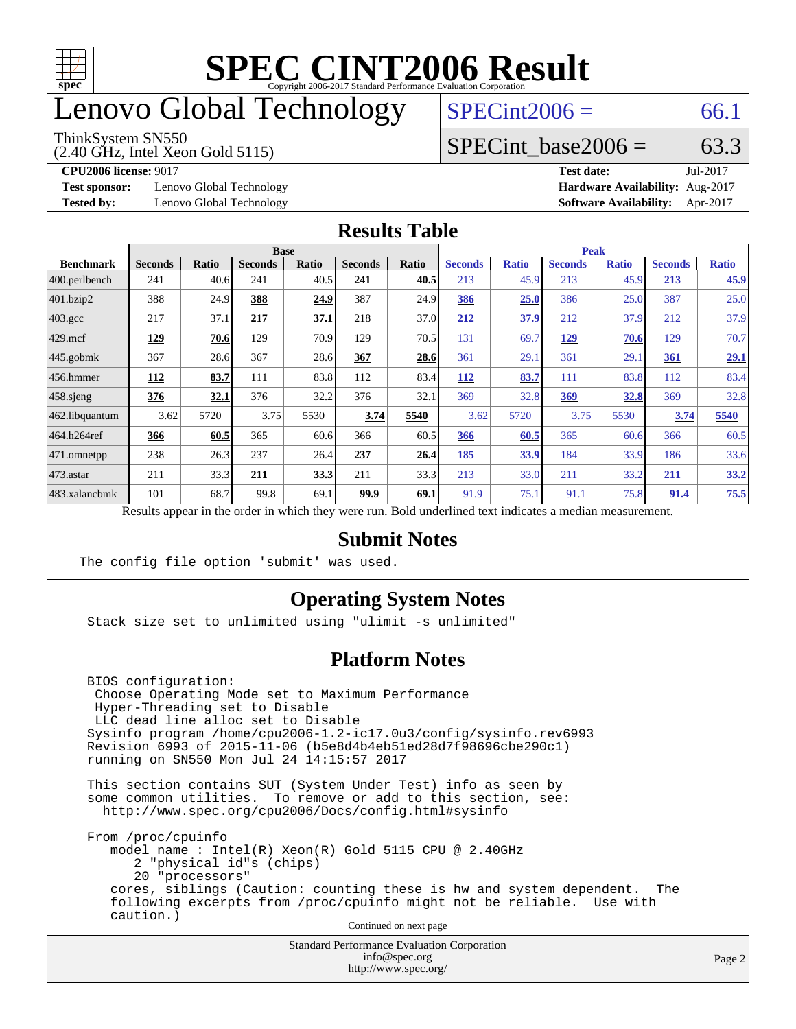# SPEC CINT2006 Result

Copyright 2006-2017 Standard Performance Evaluation Corporation

# Lenovo Global Technology

ThinkSystem SN550
(2.40 GHz, Intel Xeon Gold 5115)

SPECint2006 = 66.1

SPECint_base2006 = 63.3

**CPU2006 license:** 9017 | **Test date:** Jul-2017
**Test sponsor:** Lenovo Global Technology | **Hardware Availability:** Aug-2017
**Tested by:** Lenovo Global Technology | **Software Availability:** Apr-2017

## Results Table

| Benchmark | Base | | | | | | Peak | | | | | |
|---|---|---|---|---|---|---|---|---|---|---|---|---|
| | Seconds | Ratio | Seconds | Ratio | Seconds | Ratio | Seconds | Ratio | Seconds | Ratio | Seconds | Ratio |
| 400.perlbench | 241 | 40.6 | 241 | 40.5 | **241** | **40.5** | 213 | 45.9 | 213 | 45.9 | **213** | **45.9** |
| 401.bzip2 | 388 | 24.9 | **388** | **24.9** | 387 | 24.9 | **386** | **25.0** | 386 | 25.0 | 387 | 25.0 |
| 403.gcc | 217 | 37.1 | **217** | **37.1** | 218 | 37.0 | **212** | **37.9** | 212 | 37.9 | 212 | 37.9 |
| 429.mcf | **129** | **70.6** | 129 | 70.9 | 129 | 70.5 | 131 | 69.7 | **129** | **70.6** | 129 | 70.7 |
| 445.gobmk | 367 | 28.6 | 367 | 28.6 | **367** | **28.6** | 361 | 29.1 | 361 | 29.1 | **361** | **29.1** |
| 456.hmmer | **112** | **83.7** | 111 | 83.8 | 112 | 83.4 | **112** | **83.7** | 111 | 83.8 | 112 | 83.4 |
| 458.sjeng | **376** | **32.1** | 376 | 32.2 | 376 | 32.1 | 369 | 32.8 | **369** | **32.8** | 369 | 32.8 |
| 462.libquantum | 3.62 | 5720 | 3.75 | 5530 | **3.74** | **5540** | 3.62 | 5720 | 3.75 | 5530 | **3.74** | **5540** |
| 464.h264ref | **366** | **60.5** | 365 | 60.6 | 366 | 60.5 | **366** | **60.5** | 365 | 60.6 | 366 | 60.5 |
| 471.omnetpp | 238 | 26.3 | 237 | 26.4 | **237** | **26.4** | **185** | **33.9** | 184 | 33.9 | 186 | 33.6 |
| 473.astar | 211 | 33.3 | **211** | **33.3** | 211 | 33.3 | 213 | 33.0 | 211 | 33.2 | **211** | **33.2** |
| 483.xalancbmk | 101 | 68.7 | 99.8 | 69.1 | **99.9** | **69.1** | 91.9 | 75.1 | 91.1 | 75.8 | **91.4** | **75.5** |

Results appear in the order in which they were run. Bold underlined text indicates a median measurement.

## Submit Notes

```
The config file option 'submit' was used.
```

## Operating System Notes

```
Stack size set to unlimited using "ulimit -s unlimited"
```

## Platform Notes

```
BIOS configuration:
 Choose Operating Mode set to Maximum Performance
 Hyper-Threading set to Disable
 LLC dead line alloc set to Disable
Sysinfo program /home/cpu2006-1.2-ic17.0u3/config/sysinfo.rev6993
Revision 6993 of 2015-11-06 (b5e8d4b4eb51ed28d7f98696cbe290c1)
running on SN550 Mon Jul 24 14:15:57 2017

This section contains SUT (System Under Test) info as seen by
some common utilities.  To remove or add to this section, see:
  http://www.spec.org/cpu2006/Docs/config.html#sysinfo

From /proc/cpuinfo
   model name : Intel(R) Xeon(R) Gold 5115 CPU @ 2.40GHz
      2 "physical id"s (chips)
      20 "processors"
   cores, siblings (Caution: counting these is hw and system dependent.  The
   following excerpts from /proc/cpuinfo might not be reliable.  Use with
   caution.)
```

Continued on next page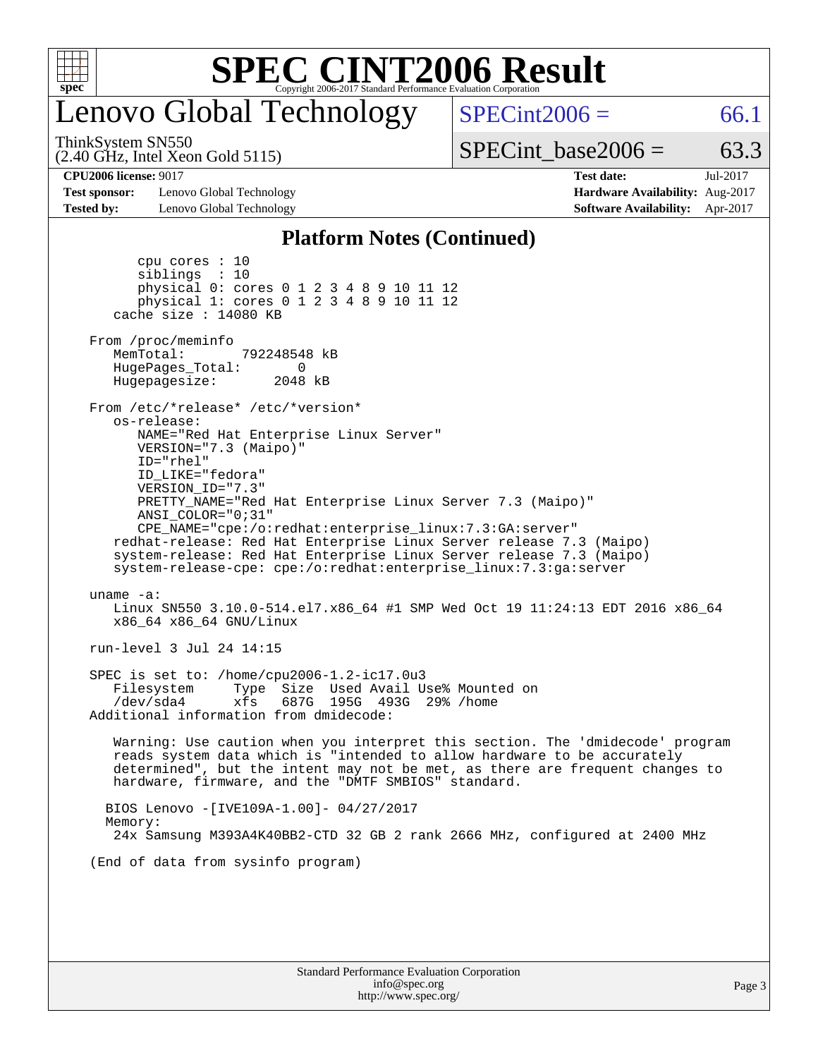# Lenovo Global Technology

ThinkSystem SN550
(2.40 GHz, Intel Xeon Gold 5115)

SPECint2006 = 66.1

SPECint_base2006 = 63.3

**CPU2006 license:** 9017
**Test sponsor:** Lenovo Global Technology
**Tested by:** Lenovo Global Technology

**Test date:** Jul-2017
**Hardware Availability:** Aug-2017
**Software Availability:** Apr-2017

## Platform Notes (Continued)

```
        cpu cores : 10
        siblings  : 10
        physical 0: cores 0 1 2 3 4 8 9 10 11 12
        physical 1: cores 0 1 2 3 4 8 9 10 11 12
     cache size : 14080 KB

  From /proc/meminfo
     MemTotal:       792248548 kB
     HugePages_Total:       0
     Hugepagesize:       2048 kB

  From /etc/*release* /etc/*version*
     os-release:
        NAME="Red Hat Enterprise Linux Server"
        VERSION="7.3 (Maipo)"
        ID="rhel"
        ID_LIKE="fedora"
        VERSION_ID="7.3"
        PRETTY_NAME="Red Hat Enterprise Linux Server 7.3 (Maipo)"
        ANSI_COLOR="0;31"
        CPE_NAME="cpe:/o:redhat:enterprise_linux:7.3:GA:server"
     redhat-release: Red Hat Enterprise Linux Server release 7.3 (Maipo)
     system-release: Red Hat Enterprise Linux Server release 7.3 (Maipo)
     system-release-cpe: cpe:/o:redhat:enterprise_linux:7.3:ga:server

  uname -a:
     Linux SN550 3.10.0-514.el7.x86_64 #1 SMP Wed Oct 19 11:24:13 EDT 2016 x86_64
     x86_64 x86_64 GNU/Linux

  run-level 3 Jul 24 14:15

  SPEC is set to: /home/cpu2006-1.2-ic17.0u3
     Filesystem     Type  Size  Used Avail Use% Mounted on
     /dev/sda4      xfs   687G  195G  493G  29% /home
  Additional information from dmidecode:

     Warning: Use caution when you interpret this section. The 'dmidecode' program
     reads system data which is "intended to allow hardware to be accurately
     determined", but the intent may not be met, as there are frequent changes to
     hardware, firmware, and the "DMTF SMBIOS" standard.

    BIOS Lenovo -[IVE109A-1.00]- 04/27/2017
    Memory:
     24x Samsung M393A4K40BB2-CTD 32 GB 2 rank 2666 MHz, configured at 2400 MHz

  (End of data from sysinfo program)
```

Standard Performance Evaluation Corporation
info@spec.org
http://www.spec.org/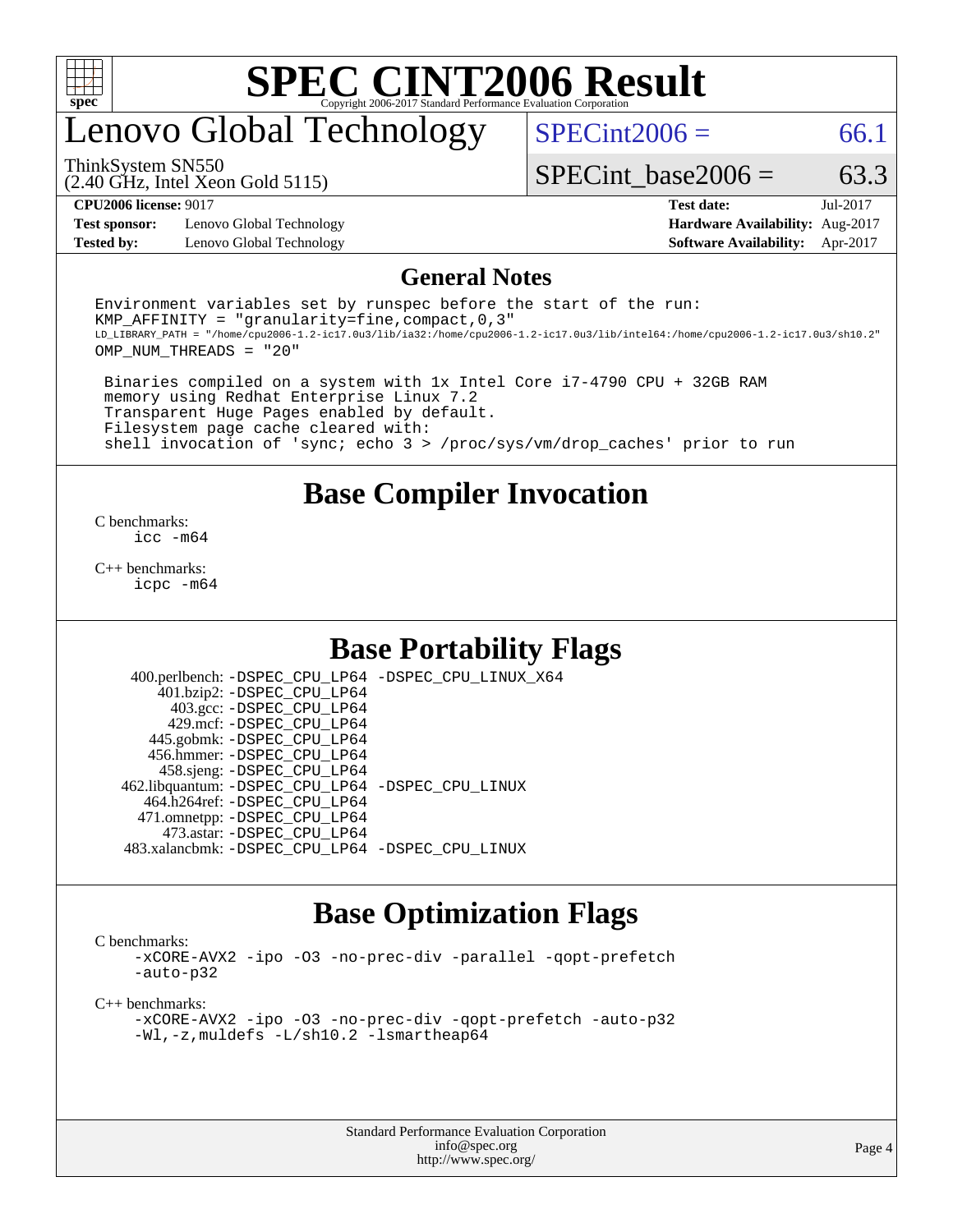# SPEC CINT2006 Result

Copyright 2006-2017 Standard Performance Evaluation Corporation

## Lenovo Global Technology

ThinkSystem SN550
(2.40 GHz, Intel Xeon Gold 5115)

SPECint2006 = 66.1

SPECint_base2006 = 63.3

**CPU2006 license:** 9017
**Test sponsor:** Lenovo Global Technology
**Tested by:** Lenovo Global Technology

**Test date:** Jul-2017
**Hardware Availability:** Aug-2017
**Software Availability:** Apr-2017

## General Notes

```
Environment variables set by runspec before the start of the run:
KMP_AFFINITY = "granularity=fine,compact,0,3"
LD_LIBRARY_PATH = "/home/cpu2006-1.2-ic17.0u3/lib/ia32:/home/cpu2006-1.2-ic17.0u3/lib/intel64:/home/cpu2006-1.2-ic17.0u3/sh10.2"
OMP_NUM_THREADS = "20"

 Binaries compiled on a system with 1x Intel Core i7-4790 CPU + 32GB RAM
 memory using Redhat Enterprise Linux 7.2
 Transparent Huge Pages enabled by default.
 Filesystem page cache cleared with:
 shell invocation of 'sync; echo 3 > /proc/sys/vm/drop_caches' prior to run
```

## Base Compiler Invocation

C benchmarks:
```
icc -m64
```

C++ benchmarks:
```
icpc -m64
```

## Base Portability Flags

```
    400.perlbench: -DSPEC_CPU_LP64 -DSPEC_CPU_LINUX_X64
        401.bzip2: -DSPEC_CPU_LP64
          403.gcc: -DSPEC_CPU_LP64
          429.mcf: -DSPEC_CPU_LP64
        445.gobmk: -DSPEC_CPU_LP64
        456.hmmer: -DSPEC_CPU_LP64
        458.sjeng: -DSPEC_CPU_LP64
   462.libquantum: -DSPEC_CPU_LP64 -DSPEC_CPU_LINUX
      464.h264ref: -DSPEC_CPU_LP64
      471.omnetpp: -DSPEC_CPU_LP64
        473.astar: -DSPEC_CPU_LP64
    483.xalancbmk: -DSPEC_CPU_LP64 -DSPEC_CPU_LINUX
```

## Base Optimization Flags

C benchmarks:
```
-xCORE-AVX2 -ipo -O3 -no-prec-div -parallel -qopt-prefetch
-auto-p32
```

C++ benchmarks:
```
-xCORE-AVX2 -ipo -O3 -no-prec-div -qopt-prefetch -auto-p32
-Wl,-z,muldefs -L/sh10.2 -lsmartheap64
```

Standard Performance Evaluation Corporation
info@spec.org
http://www.spec.org/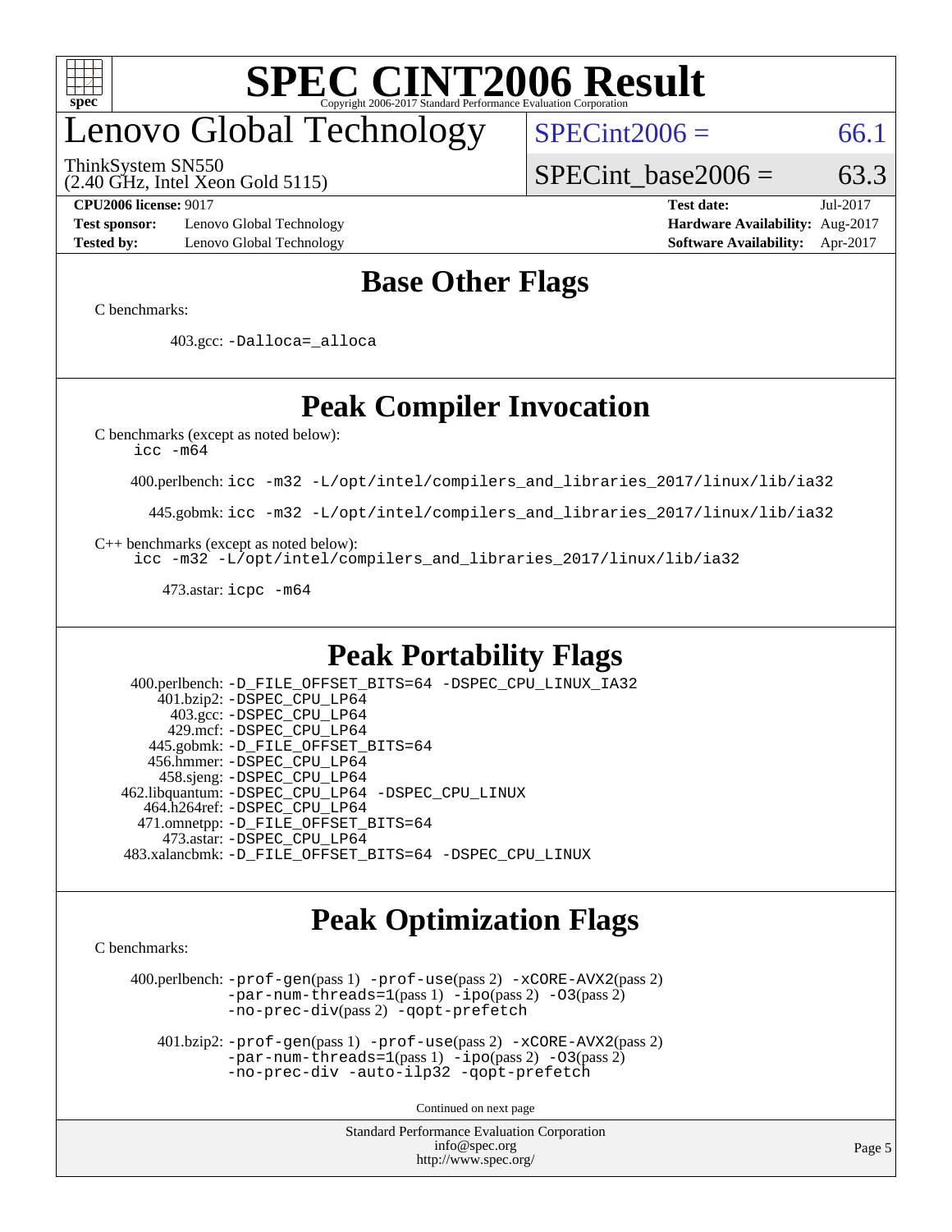# SPEC CINT2006 Result

Copyright 2006-2017 Standard Performance Evaluation Corporation

## Lenovo Global Technology

ThinkSystem SN550
(2.40 GHz, Intel Xeon Gold 5115)

SPECint2006 = 66.1

SPECint_base2006 = 63.3

| | | | |
|---|---|---|---|
| **CPU2006 license:** 9017 | | **Test date:** | Jul-2017 |
| **Test sponsor:** | Lenovo Global Technology | **Hardware Availability:** | Aug-2017 |
| **Tested by:** | Lenovo Global Technology | **Software Availability:** | Apr-2017 |

## Base Other Flags

C benchmarks:

403.gcc: `-Dalloca=_alloca`

## Peak Compiler Invocation

C benchmarks (except as noted below):
`icc -m64`

400.perlbench: `icc -m32 -L/opt/intel/compilers_and_libraries_2017/linux/lib/ia32`

445.gobmk: `icc -m32 -L/opt/intel/compilers_and_libraries_2017/linux/lib/ia32`

C++ benchmarks (except as noted below):
`icc -m32 -L/opt/intel/compilers_and_libraries_2017/linux/lib/ia32`

473.astar: `icpc -m64`

## Peak Portability Flags

400.perlbench: `-D_FILE_OFFSET_BITS=64 -DSPEC_CPU_LINUX_IA32`
401.bzip2: `-DSPEC_CPU_LP64`
403.gcc: `-DSPEC_CPU_LP64`
429.mcf: `-DSPEC_CPU_LP64`
445.gobmk: `-D_FILE_OFFSET_BITS=64`
456.hmmer: `-DSPEC_CPU_LP64`
458.sjeng: `-DSPEC_CPU_LP64`
462.libquantum: `-DSPEC_CPU_LP64 -DSPEC_CPU_LINUX`
464.h264ref: `-DSPEC_CPU_LP64`
471.omnetpp: `-D_FILE_OFFSET_BITS=64`
473.astar: `-DSPEC_CPU_LP64`
483.xalancbmk: `-D_FILE_OFFSET_BITS=64 -DSPEC_CPU_LINUX`

## Peak Optimization Flags

C benchmarks:

400.perlbench: `-prof-gen`(pass 1) `-prof-use`(pass 2) `-xCORE-AVX2`(pass 2) `-par-num-threads=1`(pass 1) `-ipo`(pass 2) `-O3`(pass 2) `-no-prec-div`(pass 2) `-qopt-prefetch`

401.bzip2: `-prof-gen`(pass 1) `-prof-use`(pass 2) `-xCORE-AVX2`(pass 2) `-par-num-threads=1`(pass 1) `-ipo`(pass 2) `-O3`(pass 2) `-no-prec-div -auto-ilp32 -qopt-prefetch`

Continued on next page

Standard Performance Evaluation Corporation
info@spec.org
http://www.spec.org/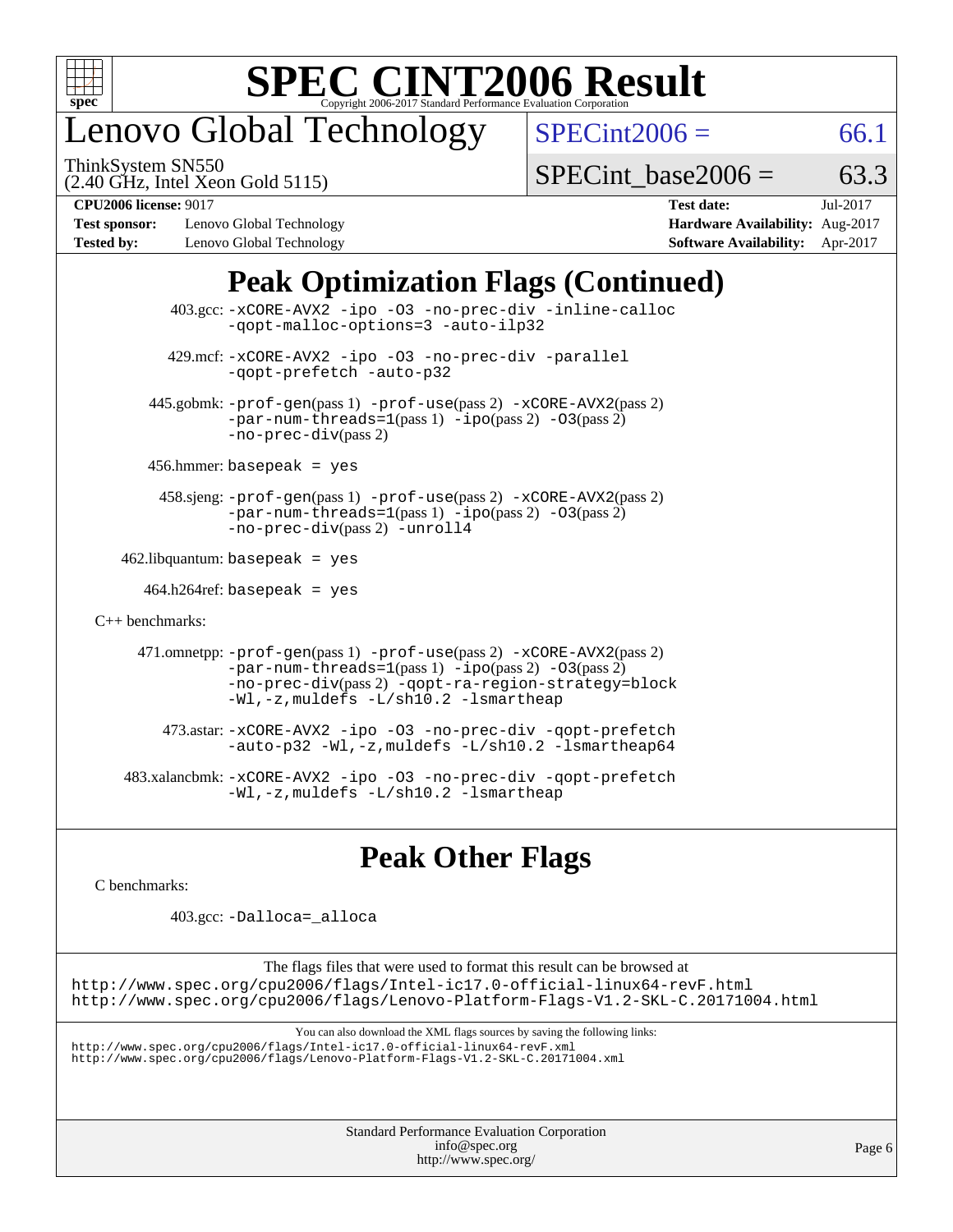# Lenovo Global Technology

ThinkSystem SN550
(2.40 GHz, Intel Xeon Gold 5115)

SPECint2006 = 66.1

SPECint_base2006 = 63.3

**CPU2006 license:** 9017
**Test sponsor:** Lenovo Global Technology
**Tested by:** Lenovo Global Technology

**Test date:** Jul-2017
**Hardware Availability:** Aug-2017
**Software Availability:** Apr-2017

## Peak Optimization Flags (Continued)

403.gcc: -xCORE-AVX2 -ipo -O3 -no-prec-div -inline-calloc -qopt-malloc-options=3 -auto-ilp32

429.mcf: -xCORE-AVX2 -ipo -O3 -no-prec-div -parallel -qopt-prefetch -auto-p32

445.gobmk: -prof-gen(pass 1) -prof-use(pass 2) -xCORE-AVX2(pass 2) -par-num-threads=1(pass 1) -ipo(pass 2) -O3(pass 2) -no-prec-div(pass 2)

456.hmmer: basepeak = yes

458.sjeng: -prof-gen(pass 1) -prof-use(pass 2) -xCORE-AVX2(pass 2) -par-num-threads=1(pass 1) -ipo(pass 2) -O3(pass 2) -no-prec-div(pass 2) -unroll4

462.libquantum: basepeak = yes

464.h264ref: basepeak = yes

C++ benchmarks:

471.omnetpp: -prof-gen(pass 1) -prof-use(pass 2) -xCORE-AVX2(pass 2) -par-num-threads=1(pass 1) -ipo(pass 2) -O3(pass 2) -no-prec-div(pass 2) -qopt-ra-region-strategy=block -Wl,-z,muldefs -L/sh10.2 -lsmartheap

473.astar: -xCORE-AVX2 -ipo -O3 -no-prec-div -qopt-prefetch -auto-p32 -Wl,-z,muldefs -L/sh10.2 -lsmartheap64

483.xalancbmk: -xCORE-AVX2 -ipo -O3 -no-prec-div -qopt-prefetch -Wl,-z,muldefs -L/sh10.2 -lsmartheap

## Peak Other Flags

C benchmarks:

403.gcc: -Dalloca=_alloca

The flags files that were used to format this result can be browsed at
http://www.spec.org/cpu2006/flags/Intel-ic17.0-official-linux64-revF.html
http://www.spec.org/cpu2006/flags/Lenovo-Platform-Flags-V1.2-SKL-C.20171004.html

You can also download the XML flags sources by saving the following links:
http://www.spec.org/cpu2006/flags/Intel-ic17.0-official-linux64-revF.xml
http://www.spec.org/cpu2006/flags/Lenovo-Platform-Flags-V1.2-SKL-C.20171004.xml

Standard Performance Evaluation Corporation
info@spec.org
http://www.spec.org/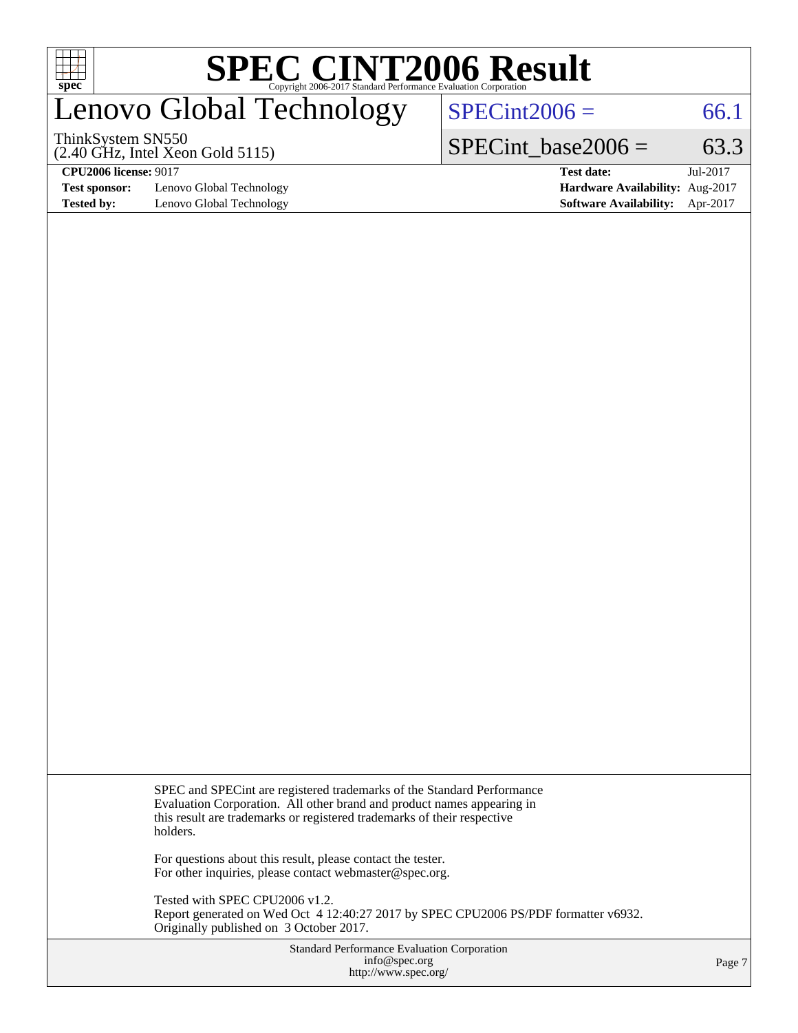# SPEC CINT2006 Result

Copyright 2006-2017 Standard Performance Evaluation Corporation

## Lenovo Global Technology

ThinkSystem SN550
(2.40 GHz, Intel Xeon Gold 5115)

SPECint2006 = 66.1

SPECint_base2006 = 63.3

**CPU2006 license:** 9017
**Test sponsor:** Lenovo Global Technology
**Tested by:** Lenovo Global Technology

**Test date:** Jul-2017
**Hardware Availability:** Aug-2017
**Software Availability:** Apr-2017

SPEC and SPECint are registered trademarks of the Standard Performance Evaluation Corporation. All other brand and product names appearing in this result are trademarks or registered trademarks of their respective holders.

For questions about this result, please contact the tester.
For other inquiries, please contact webmaster@spec.org.

Tested with SPEC CPU2006 v1.2.
Report generated on Wed Oct 4 12:40:27 2017 by SPEC CPU2006 PS/PDF formatter v6932.
Originally published on 3 October 2017.